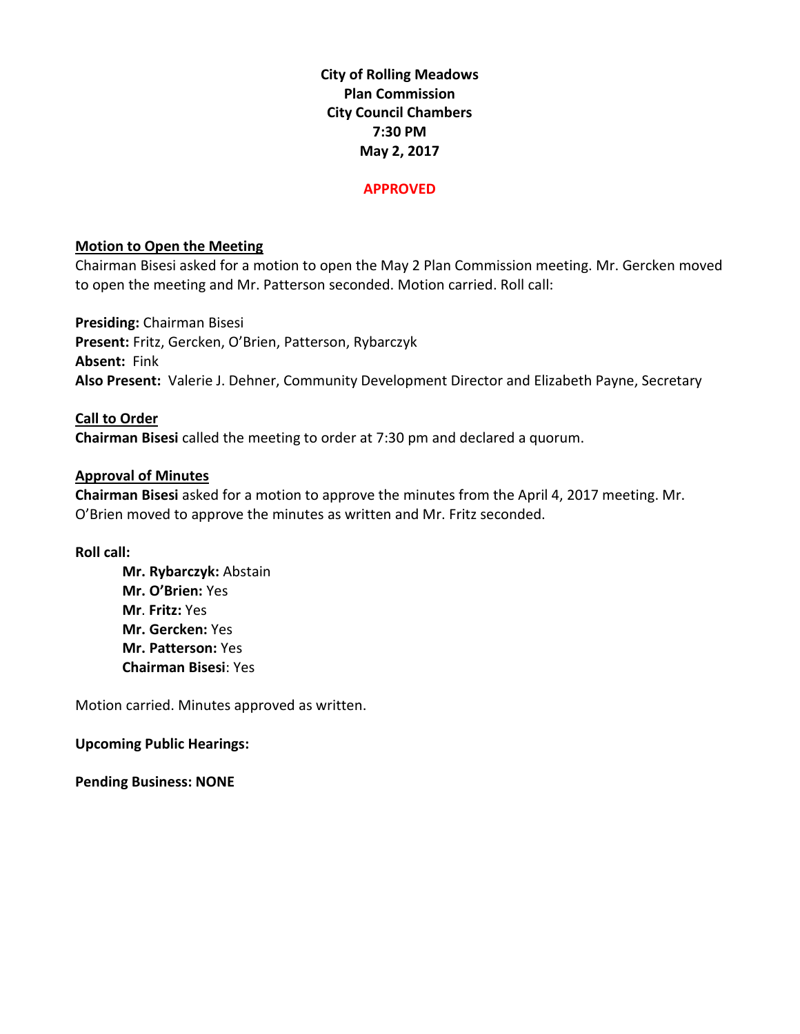**City of Rolling Meadows**
**Plan Commission**
**City Council Chambers**
**7:30 PM**
**May 2, 2017**

**APPROVED**

**Motion to Open the Meeting**

Chairman Bisesi asked for a motion to open the May 2 Plan Commission meeting. Mr. Gercken moved to open the meeting and Mr. Patterson seconded. Motion carried. Roll call:

**Presiding:** Chairman Bisesi
**Present:** Fritz, Gercken, O'Brien, Patterson, Rybarczyk
**Absent:** Fink
**Also Present:** Valerie J. Dehner, Community Development Director and Elizabeth Payne, Secretary

**Call to Order**

**Chairman Bisesi** called the meeting to order at 7:30 pm and declared a quorum.

**Approval of Minutes**

**Chairman Bisesi** asked for a motion to approve the minutes from the April 4, 2017 meeting. Mr. O'Brien moved to approve the minutes as written and Mr. Fritz seconded.

**Roll call:**

**Mr. Rybarczyk:** Abstain
**Mr. O'Brien:** Yes
**Mr. Fritz:** Yes
**Mr. Gercken:** Yes
**Mr. Patterson:** Yes
**Chairman Bisesi**: Yes

Motion carried. Minutes approved as written.

**Upcoming Public Hearings:**

**Pending Business: NONE**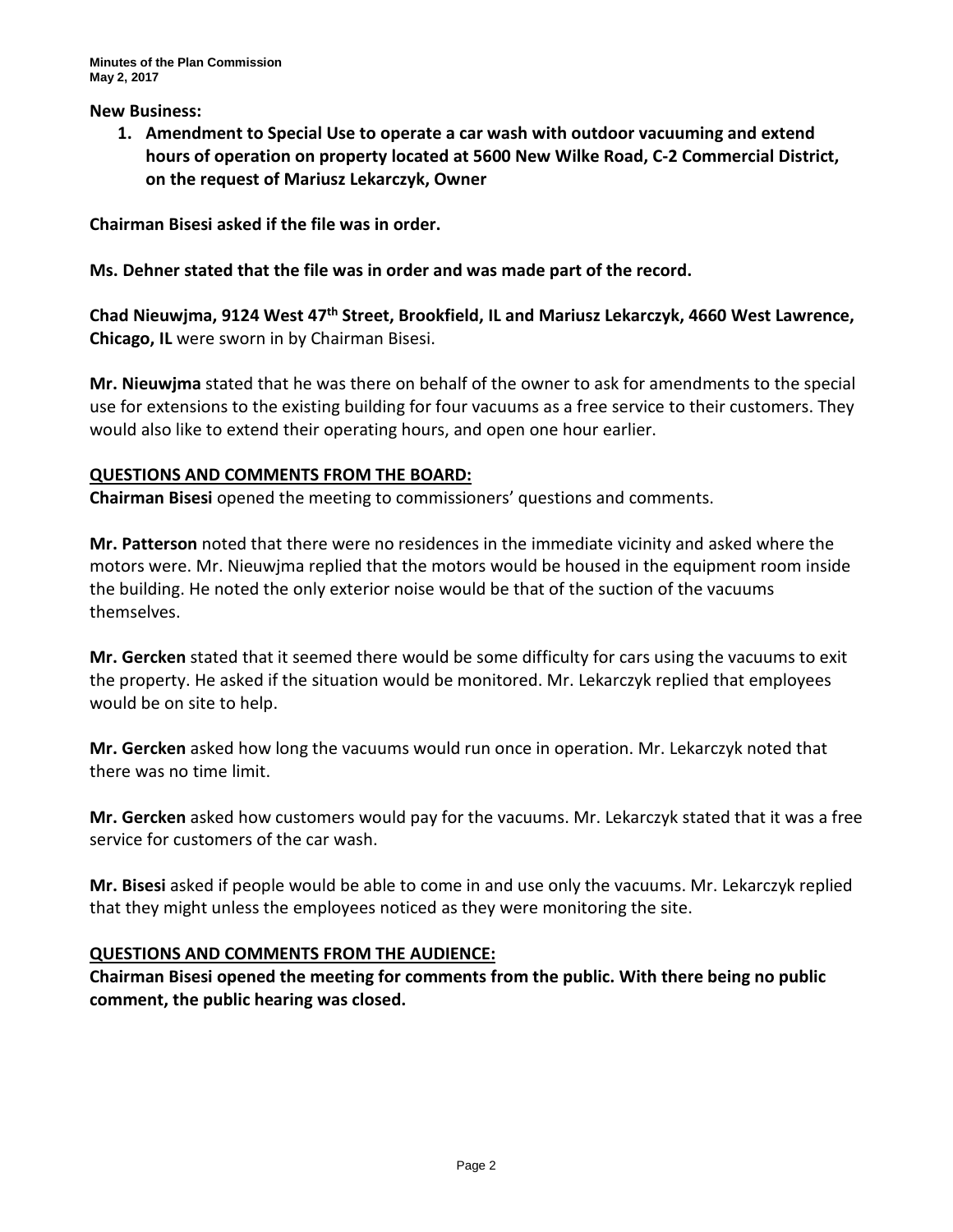**New Business:**

1. **Amendment to Special Use to operate a car wash with outdoor vacuuming and extend hours of operation on property located at 5600 New Wilke Road, C-2 Commercial District, on the request of Mariusz Lekarczyk, Owner**

**Chairman Bisesi asked if the file was in order.**

**Ms. Dehner stated that the file was in order and was made part of the record.**

**Chad Nieuwjma, 9124 West 47th Street, Brookfield, IL and Mariusz Lekarczyk, 4660 West Lawrence, Chicago, IL** were sworn in by Chairman Bisesi.

**Mr. Nieuwjma** stated that he was there on behalf of the owner to ask for amendments to the special use for extensions to the existing building for four vacuums as a free service to their customers. They would also like to extend their operating hours, and open one hour earlier.

**QUESTIONS AND COMMENTS FROM THE BOARD:**

**Chairman Bisesi** opened the meeting to commissioners' questions and comments.

**Mr. Patterson** noted that there were no residences in the immediate vicinity and asked where the motors were. Mr. Nieuwjma replied that the motors would be housed in the equipment room inside the building. He noted the only exterior noise would be that of the suction of the vacuums themselves.

**Mr. Gercken** stated that it seemed there would be some difficulty for cars using the vacuums to exit the property. He asked if the situation would be monitored. Mr. Lekarczyk replied that employees would be on site to help.

**Mr. Gercken** asked how long the vacuums would run once in operation. Mr. Lekarczyk noted that there was no time limit.

**Mr. Gercken** asked how customers would pay for the vacuums. Mr. Lekarczyk stated that it was a free service for customers of the car wash.

**Mr. Bisesi** asked if people would be able to come in and use only the vacuums. Mr. Lekarczyk replied that they might unless the employees noticed as they were monitoring the site.

**QUESTIONS AND COMMENTS FROM THE AUDIENCE:**

**Chairman Bisesi opened the meeting for comments from the public. With there being no public comment, the public hearing was closed.**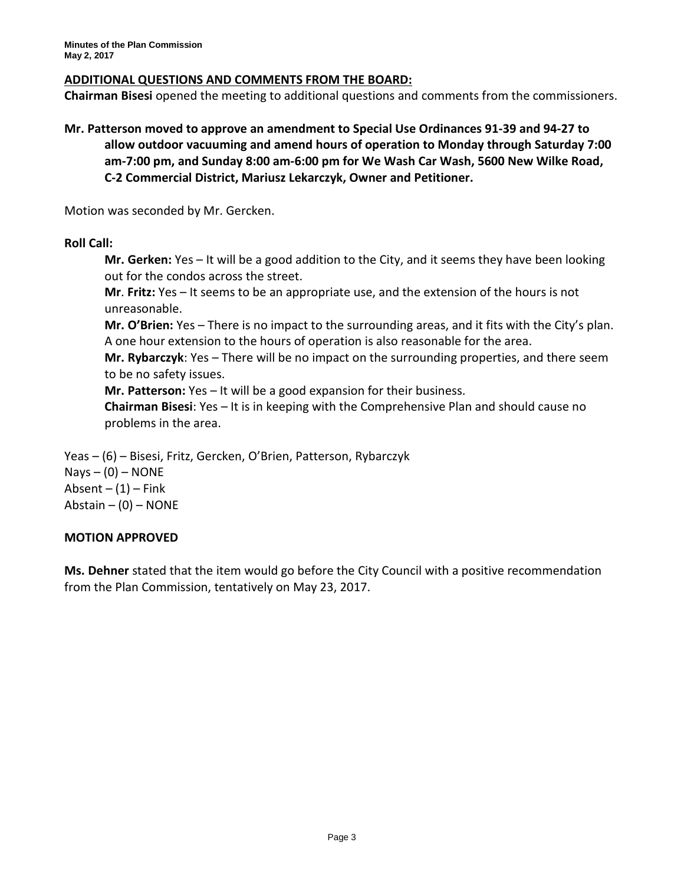**ADDITIONAL QUESTIONS AND COMMENTS FROM THE BOARD:**

**Chairman Bisesi** opened the meeting to additional questions and comments from the commissioners.

**Mr. Patterson moved to approve an amendment to Special Use Ordinances 91-39 and 94-27 to allow outdoor vacuuming and amend hours of operation to Monday through Saturday 7:00 am-7:00 pm, and Sunday 8:00 am-6:00 pm for We Wash Car Wash, 5600 New Wilke Road, C-2 Commercial District, Mariusz Lekarczyk, Owner and Petitioner.**

Motion was seconded by Mr. Gercken.

**Roll Call:**

**Mr. Gerken:** Yes – It will be a good addition to the City, and it seems they have been looking out for the condos across the street.

**Mr**. **Fritz:** Yes – It seems to be an appropriate use, and the extension of the hours is not unreasonable.

**Mr. O'Brien:** Yes – There is no impact to the surrounding areas, and it fits with the City's plan. A one hour extension to the hours of operation is also reasonable for the area.

**Mr. Rybarczyk**: Yes – There will be no impact on the surrounding properties, and there seem to be no safety issues.

**Mr. Patterson:** Yes – It will be a good expansion for their business.

**Chairman Bisesi**: Yes – It is in keeping with the Comprehensive Plan and should cause no problems in the area.

Yeas – (6) – Bisesi, Fritz, Gercken, O'Brien, Patterson, Rybarczyk
Nays – (0) – NONE
Absent – (1) – Fink
Abstain – (0) – NONE

**MOTION APPROVED**

**Ms. Dehner** stated that the item would go before the City Council with a positive recommendation from the Plan Commission, tentatively on May 23, 2017.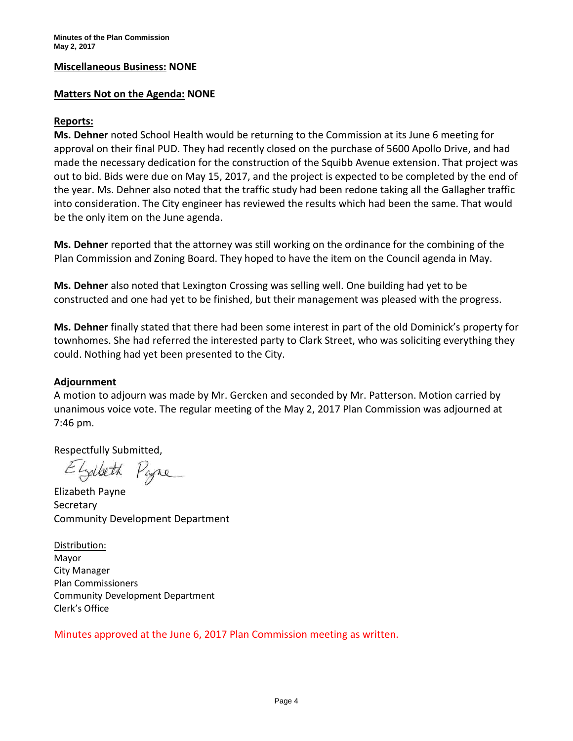**Miscellaneous Business:** **NONE**

**Matters Not on the Agenda:** **NONE**

**Reports:**

**Ms. Dehner** noted School Health would be returning to the Commission at its June 6 meeting for approval on their final PUD. They had recently closed on the purchase of 5600 Apollo Drive, and had made the necessary dedication for the construction of the Squibb Avenue extension. That project was out to bid. Bids were due on May 15, 2017, and the project is expected to be completed by the end of the year. Ms. Dehner also noted that the traffic study had been redone taking all the Gallagher traffic into consideration. The City engineer has reviewed the results which had been the same. That would be the only item on the June agenda.

**Ms. Dehner** reported that the attorney was still working on the ordinance for the combining of the Plan Commission and Zoning Board. They hoped to have the item on the Council agenda in May.

**Ms. Dehner** also noted that Lexington Crossing was selling well. One building had yet to be constructed and one had yet to be finished, but their management was pleased with the progress.

**Ms. Dehner** finally stated that there had been some interest in part of the old Dominick's property for townhomes. She had referred the interested party to Clark Street, who was soliciting everything they could. Nothing had yet been presented to the City.

**Adjournment**

A motion to adjourn was made by Mr. Gercken and seconded by Mr. Patterson. Motion carried by unanimous voice vote. The regular meeting of the May 2, 2017 Plan Commission was adjourned at 7:46 pm.

Respectfully Submitted,

Elizabeth Payne

Elizabeth Payne
Secretary
Community Development Department

Distribution:
Mayor
City Manager
Plan Commissioners
Community Development Department
Clerk's Office

Minutes approved at the June 6, 2017 Plan Commission meeting as written.